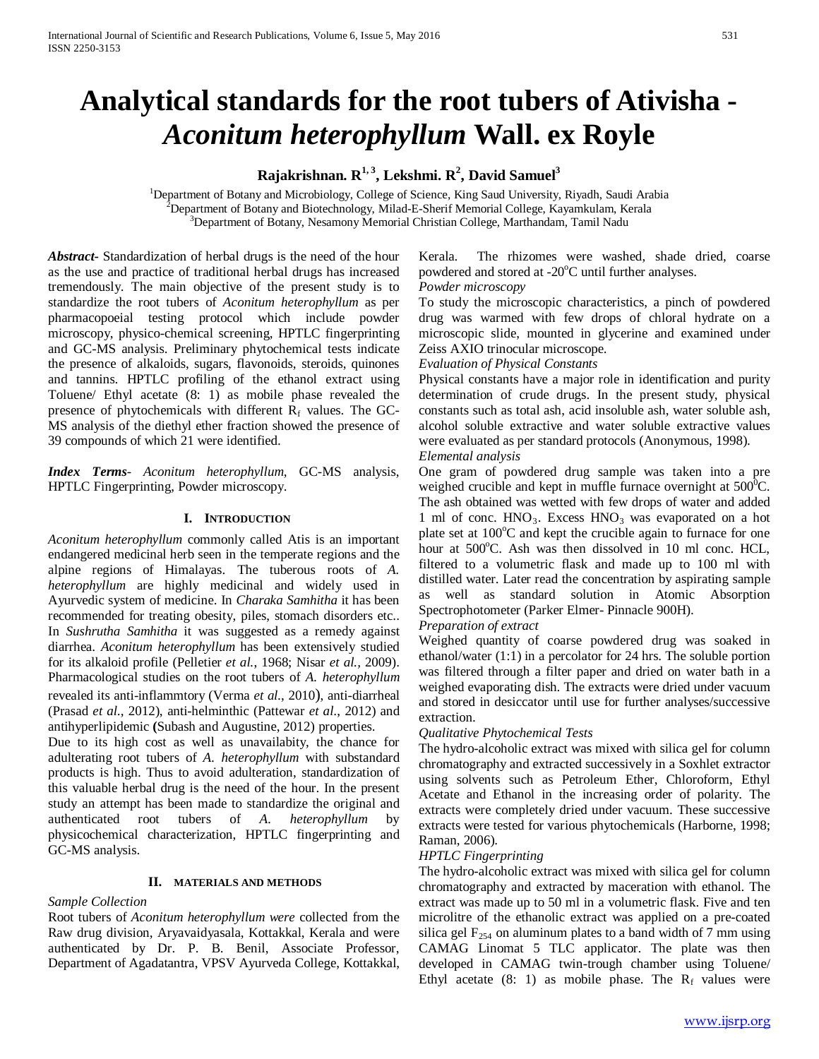# Analytical standards for the root tubers of Ativisha - *Aconitum heterophyllum* Wall. ex Royle

**Rajakrishnan. R[1,3], Lekshmi. R[2], David Samuel[3]**

[1]Department of Botany and Microbiology, College of Science, King Saud University, Riyadh, Saudi Arabia
[2]Department of Botany and Biotechnology, Milad-E-Sherif Memorial College, Kayamkulam, Kerala
[3]Department of Botany, Nesamony Memorial Christian College, Marthandam, Tamil Nadu

***Abstract***- Standardization of herbal drugs is the need of the hour as the use and practice of traditional herbal drugs has increased tremendously. The main objective of the present study is to standardize the root tubers of *Aconitum heterophyllum* as per pharmacopoeial testing protocol which include powder microscopy, physico-chemical screening, HPTLC fingerprinting and GC-MS analysis. Preliminary phytochemical tests indicate the presence of alkaloids, sugars, flavonoids, steroids, quinones and tannins. HPTLC profiling of the ethanol extract using Toluene/ Ethyl acetate (8: 1) as mobile phase revealed the presence of phytochemicals with different $R_f$ values. The GC-MS analysis of the diethyl ether fraction showed the presence of 39 compounds of which 21 were identified.

***Index Terms***- *Aconitum heterophyllum*, GC-MS analysis, HPTLC Fingerprinting, Powder microscopy.

## I. Introduction

*Aconitum heterophyllum* commonly called Atis is an important endangered medicinal herb seen in the temperate regions and the alpine regions of Himalayas. The tuberous roots of *A. heterophyllum* are highly medicinal and widely used in Ayurvedic system of medicine. In *Charaka Samhitha* it has been recommended for treating obesity, piles, stomach disorders etc.. In *Sushrutha Samhitha* it was suggested as a remedy against diarrhea. *Aconitum heterophyllum* has been extensively studied for its alkaloid profile (Pelletier *et al.*, 1968; Nisar *et al.*, 2009). Pharmacological studies on the root tubers of *A. heterophyllum* revealed its anti-inflammtory (Verma *et al*., 2010), anti-diarrheal (Prasad *et al*., 2012), anti-helminthic (Pattewar *et al*., 2012) and antihyperlipidemic **(**Subash and Augustine, 2012) properties.

Due to its high cost as well as unavailabity, the chance for adulterating root tubers of *A. heterophyllum* with substandard products is high. Thus to avoid adulteration, standardization of this valuable herbal drug is the need of the hour. In the present study an attempt has been made to standardize the original and authenticated root tubers of *A. heterophyllum* by physicochemical characterization, HPTLC fingerprinting and GC-MS analysis.

## II. Materials and Methods

*Sample Collection*

Root tubers of *Aconitum heterophyllum were* collected from the Raw drug division, Aryavaidyasala, Kottakkal, Kerala and were authenticated by Dr. P. B. Benil, Associate Professor, Department of Agadatantra, VPSV Ayurveda College, Kottakkal, Kerala. The rhizomes were washed, shade dried, coarse powdered and stored at -20°C until further analyses.

*Powder microscopy*

To study the microscopic characteristics, a pinch of powdered drug was warmed with few drops of chloral hydrate on a microscopic slide, mounted in glycerine and examined under Zeiss AXIO trinocular microscope.

*Evaluation of Physical Constants*

Physical constants have a major role in identification and purity determination of crude drugs. In the present study, physical constants such as total ash, acid insoluble ash, water soluble ash, alcohol soluble extractive and water soluble extractive values were evaluated as per standard protocols (Anonymous, 1998).

*Elemental analysis*

One gram of powdered drug sample was taken into a pre weighed crucible and kept in muffle furnace overnight at 500°C. The ash obtained was wetted with few drops of water and added 1 ml of conc. $HNO_3$. Excess $HNO_3$ was evaporated on a hot plate set at 100°C and kept the crucible again to furnace for one hour at 500°C. Ash was then dissolved in 10 ml conc. HCL, filtered to a volumetric flask and made up to 100 ml with distilled water. Later read the concentration by aspirating sample as well as standard solution in Atomic Absorption Spectrophotometer (Parker Elmer- Pinnacle 900H).

*Preparation of extract*

Weighed quantity of coarse powdered drug was soaked in ethanol/water (1:1) in a percolator for 24 hrs. The soluble portion was filtered through a filter paper and dried on water bath in a weighed evaporating dish. The extracts were dried under vacuum and stored in desiccator until use for further analyses/successive extraction.

*Qualitative Phytochemical Tests*

The hydro-alcoholic extract was mixed with silica gel for column chromatography and extracted successively in a Soxhlet extractor using solvents such as Petroleum Ether, Chloroform, Ethyl Acetate and Ethanol in the increasing order of polarity. The extracts were completely dried under vacuum. These successive extracts were tested for various phytochemicals (Harborne, 1998; Raman, 2006).

*HPTLC Fingerprinting*

The hydro-alcoholic extract was mixed with silica gel for column chromatography and extracted by maceration with ethanol. The extract was made up to 50 ml in a volumetric flask. Five and ten microlitre of the ethanolic extract was applied on a pre-coated silica gel $F_{254}$ on aluminum plates to a band width of 7 mm using CAMAG Linomat 5 TLC applicator. The plate was then developed in CAMAG twin-trough chamber using Toluene/ Ethyl acetate (8: 1) as mobile phase. The $R_f$ values were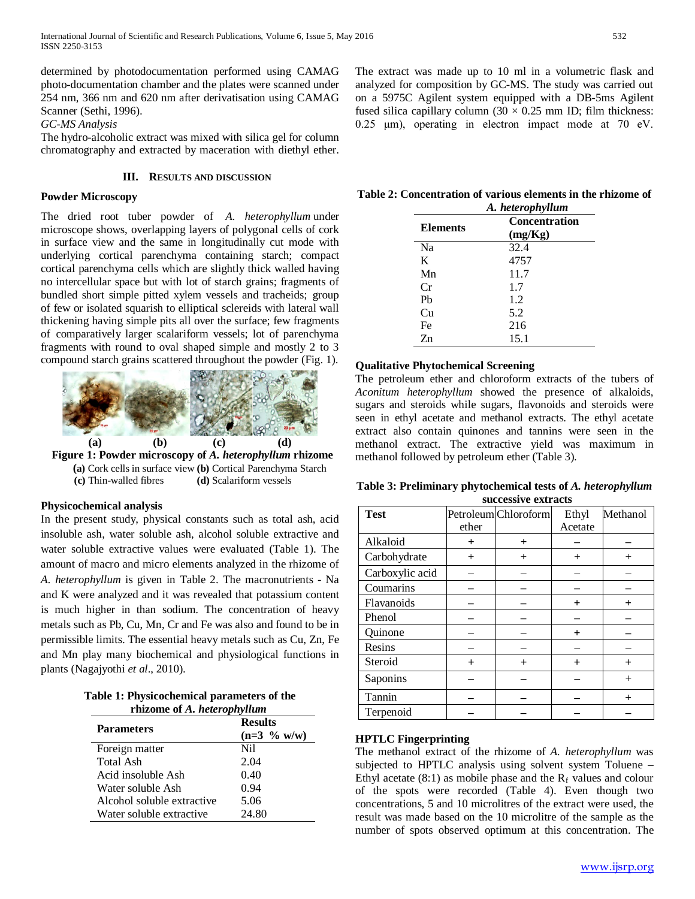determined by photodocumentation performed using CAMAG photo-documentation chamber and the plates were scanned under 254 nm, 366 nm and 620 nm after derivatisation using CAMAG Scanner (Sethi, 1996).

*GC-MS Analysis*

The hydro-alcoholic extract was mixed with silica gel for column chromatography and extracted by maceration with diethyl ether. The extract was made up to 10 ml in a volumetric flask and analyzed for composition by GC-MS. The study was carried out on a 5975C Agilent system equipped with a DB-5ms Agilent fused silica capillary column (30 × 0.25 mm ID; film thickness: 0.25 µm), operating in electron impact mode at 70 eV.

## III. Results and Discussion

### Powder Microscopy

The dried root tuber powder of *A. heterophyllum* under microscope shows, overlapping layers of polygonal cells of cork in surface view and the same in longitudinally cut mode with underlying cortical parenchyma containing starch; compact cortical parenchyma cells which are slightly thick walled having no intercellular space but with lot of starch grains; fragments of bundled short simple pitted xylem vessels and tracheids; group of few or isolated squarish to elliptical sclereids with lateral wall thickening having simple pits all over the surface; few fragments of comparatively larger scalariform vessels; lot of parenchyma fragments with round to oval shaped simple and mostly 2 to 3 compound starch grains scattered throughout the powder (Fig. 1).

**Figure 1: Powder microscopy of *A. heterophyllum* rhizome**
**(a)** Cork cells in surface view **(b)** Cortical Parenchyma Starch
**(c)** Thin-walled fibres **(d)** Scalariform vessels

### Physicochemical analysis

In the present study, physical constants such as total ash, acid insoluble ash, water soluble ash, alcohol soluble extractive and water soluble extractive values were evaluated (Table 1). The amount of macro and micro elements analyzed in the rhizome of *A. heterophyllum* is given in Table 2. The macronutrients - Na and K were analyzed and it was revealed that potassium content is much higher in than sodium. The concentration of heavy metals such as Pb, Cu, Mn, Cr and Fe was also and found to be in permissible limits. The essential heavy metals such as Cu, Zn, Fe and Mn play many biochemical and physiological functions in plants (Nagajyothi *et al*., 2010).

**Table 1: Physicochemical parameters of the rhizome of *A. heterophyllum***

| Parameters | Results (n=3 % w/w) |
|---|---|
| Foreign matter | Nil |
| Total Ash | 2.04 |
| Acid insoluble Ash | 0.40 |
| Water soluble Ash | 0.94 |
| Alcohol soluble extractive | 5.06 |
| Water soluble extractive | 24.80 |

**Table 2: Concentration of various elements in the rhizome of *A. heterophyllum***

| Elements | Concentration (mg/Kg) |
|---|---|
| Na | 32.4 |
| K | 4757 |
| Mn | 11.7 |
| Cr | 1.7 |
| Pb | 1.2 |
| Cu | 5.2 |
| Fe | 216 |
| Zn | 15.1 |

### Qualitative Phytochemical Screening

The petroleum ether and chloroform extracts of the tubers of *Aconitum heterophyllum* showed the presence of alkaloids, sugars and steroids while sugars, flavonoids and steroids were seen in ethyl acetate and methanol extracts. The ethyl acetate extract also contain quinones and tannins were seen in the methanol extract. The extractive yield was maximum in methanol followed by petroleum ether (Table 3).

**Table 3: Preliminary phytochemical tests of *A. heterophyllum* successive extracts**

| Test | Petroleum ether | Chloroform | Ethyl Acetate | Methanol |
|---|---|---|---|---|
| Alkaloid | + | + | – | – |
| Carbohydrate | + | + | + | + |
| Carboxylic acid | – | – | – | – |
| Coumarins | – | – | – | – |
| Flavanoids | – | – | + | + |
| Phenol | – | – | – | – |
| Quinone | – | – | + | – |
| Resins | – | – | – | – |
| Steroid | + | + | + | + |
| Saponins | – | – | – | + |
| Tannin | – | – | – | + |
| Terpenoid | – | – | – | – |

### HPTLC Fingerprinting

The methanol extract of the rhizome of *A. heterophyllum* was subjected to HPTLC analysis using solvent system Toluene – Ethyl acetate (8:1) as mobile phase and the $R_f$ values and colour of the spots were recorded (Table 4). Even though two concentrations, 5 and 10 microlitres of the extract were used, the result was made based on the 10 microlitre of the sample as the number of spots observed optimum at this concentration. The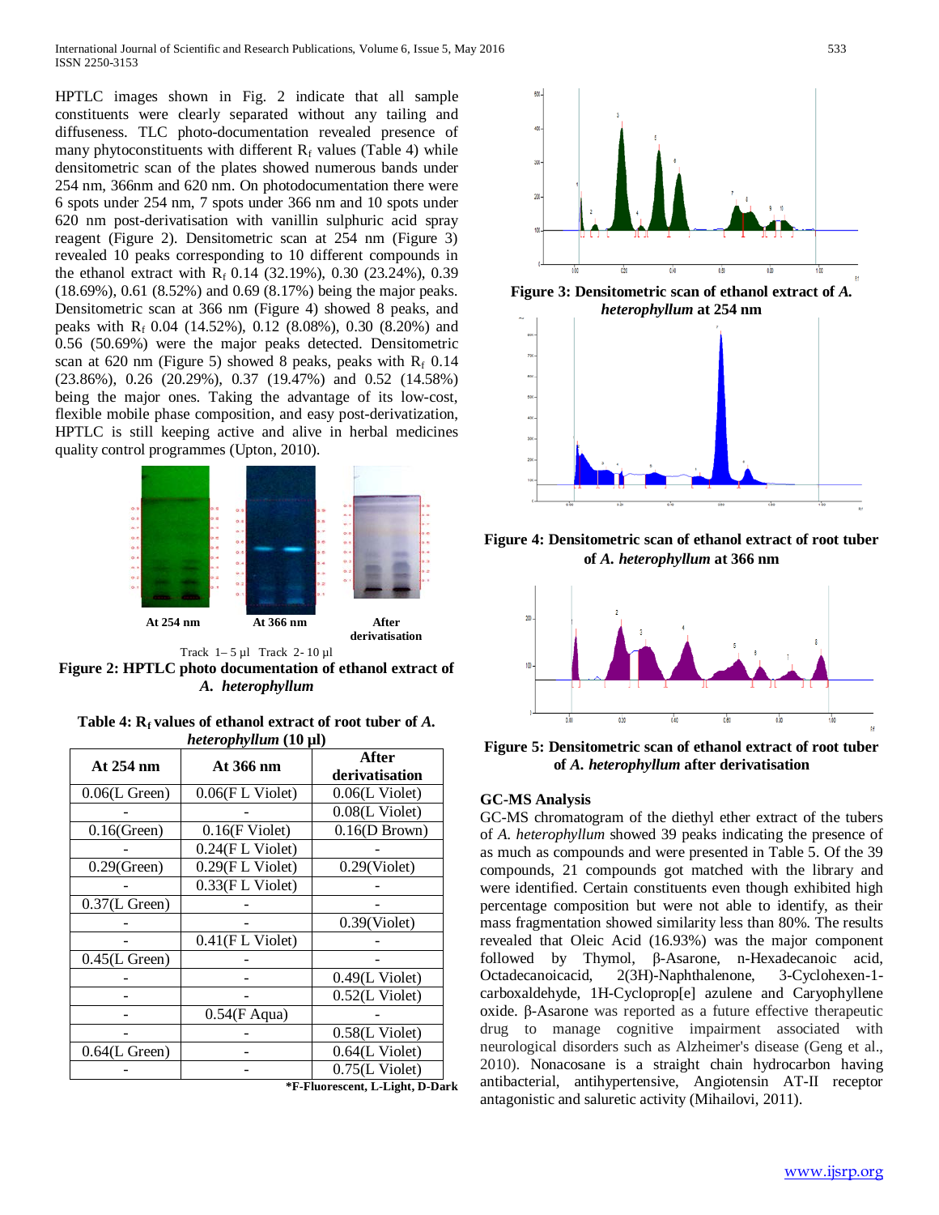HPTLC images shown in Fig. 2 indicate that all sample constituents were clearly separated without any tailing and diffuseness. TLC photo-documentation revealed presence of many phytoconstituents with different $R_f$ values (Table 4) while densitometric scan of the plates showed numerous bands under 254 nm, 366nm and 620 nm. On photodocumentation there were 6 spots under 254 nm, 7 spots under 366 nm and 10 spots under 620 nm post-derivatisation with vanillin sulphuric acid spray reagent (Figure 2). Densitometric scan at 254 nm (Figure 3) revealed 10 peaks corresponding to 10 different compounds in the ethanol extract with $R_f$ 0.14 (32.19%), 0.30 (23.24%), 0.39 (18.69%), 0.61 (8.52%) and 0.69 (8.17%) being the major peaks. Densitometric scan at 366 nm (Figure 4) showed 8 peaks, and peaks with $R_f$ 0.04 (14.52%), 0.12 (8.08%), 0.30 (8.20%) and 0.56 (50.69%) were the major peaks detected. Densitometric scan at 620 nm (Figure 5) showed 8 peaks, peaks with $R_f$ 0.14 (23.86%), 0.26 (20.29%), 0.37 (19.47%) and 0.52 (14.58%) being the major ones. Taking the advantage of its low-cost, flexible mobile phase composition, and easy post-derivatization, HPTLC is still keeping active and alive in herbal medicines quality control programmes (Upton, 2010).

At 254 nm — At 366 nm — After derivatisation

Track 1– 5 µl Track 2- 10 µl

**Figure 2: HPTLC photo documentation of ethanol extract of *A. heterophyllum***

**Table 4: $R_f$ values of ethanol extract of root tuber of *A. heterophyllum* (10 µl)**

| At 254 nm | At 366 nm | After derivatisation |
|---|---|---|
| 0.06(L Green) | 0.06(F L Violet) | 0.06(L Violet) |
| - | - | 0.08(L Violet) |
| 0.16(Green) | 0.16(F Violet) | 0.16(D Brown) |
| - | 0.24(F L Violet) | - |
| 0.29(Green) | 0.29(F L Violet) | 0.29(Violet) |
| - | 0.33(F L Violet) | - |
| 0.37(L Green) | - | - |
| - | - | 0.39(Violet) |
| - | 0.41(F L Violet) | - |
| 0.45(L Green) | - | - |
| - | - | 0.49(L Violet) |
| - | - | 0.52(L Violet) |
| - | 0.54(F Aqua) | - |
| - | - | 0.58(L Violet) |
| 0.64(L Green) | - | 0.64(L Violet) |
| - | - | 0.75(L Violet) |

***F-Fluorescent, L-Light, D-Dark**

**Figure 3: Densitometric scan of ethanol extract of *A. heterophyllum* at 254 nm**

**Figure 4: Densitometric scan of ethanol extract of root tuber of *A. heterophyllum* at 366 nm**

**Figure 5: Densitometric scan of ethanol extract of root tuber of *A. heterophyllum* after derivatisation**

### GC-MS Analysis

GC-MS chromatogram of the diethyl ether extract of the tubers of *A. heterophyllum* showed 39 peaks indicating the presence of as much as compounds and were presented in Table 5. Of the 39 compounds, 21 compounds got matched with the library and were identified. Certain constituents even though exhibited high percentage composition but were not able to identify, as their mass fragmentation showed similarity less than 80%. The results revealed that Oleic Acid (16.93%) was the major component followed by Thymol, β-Asarone, n-Hexadecanoic acid, Octadecanoicacid, 2(3H)-Naphthalenone, 3-Cyclohexen-1-carboxaldehyde, 1H-Cycloprop[e] azulene and Caryophyllene oxide. β-Asarone was reported as a future effective therapeutic drug to manage cognitive impairment associated with neurological disorders such as Alzheimer's disease (Geng et al., 2010). Nonacosane is a straight chain hydrocarbon having antibacterial, antihypertensive, Angiotensin AT-II receptor antagonistic and saluretic activity (Mihailovi, 2011).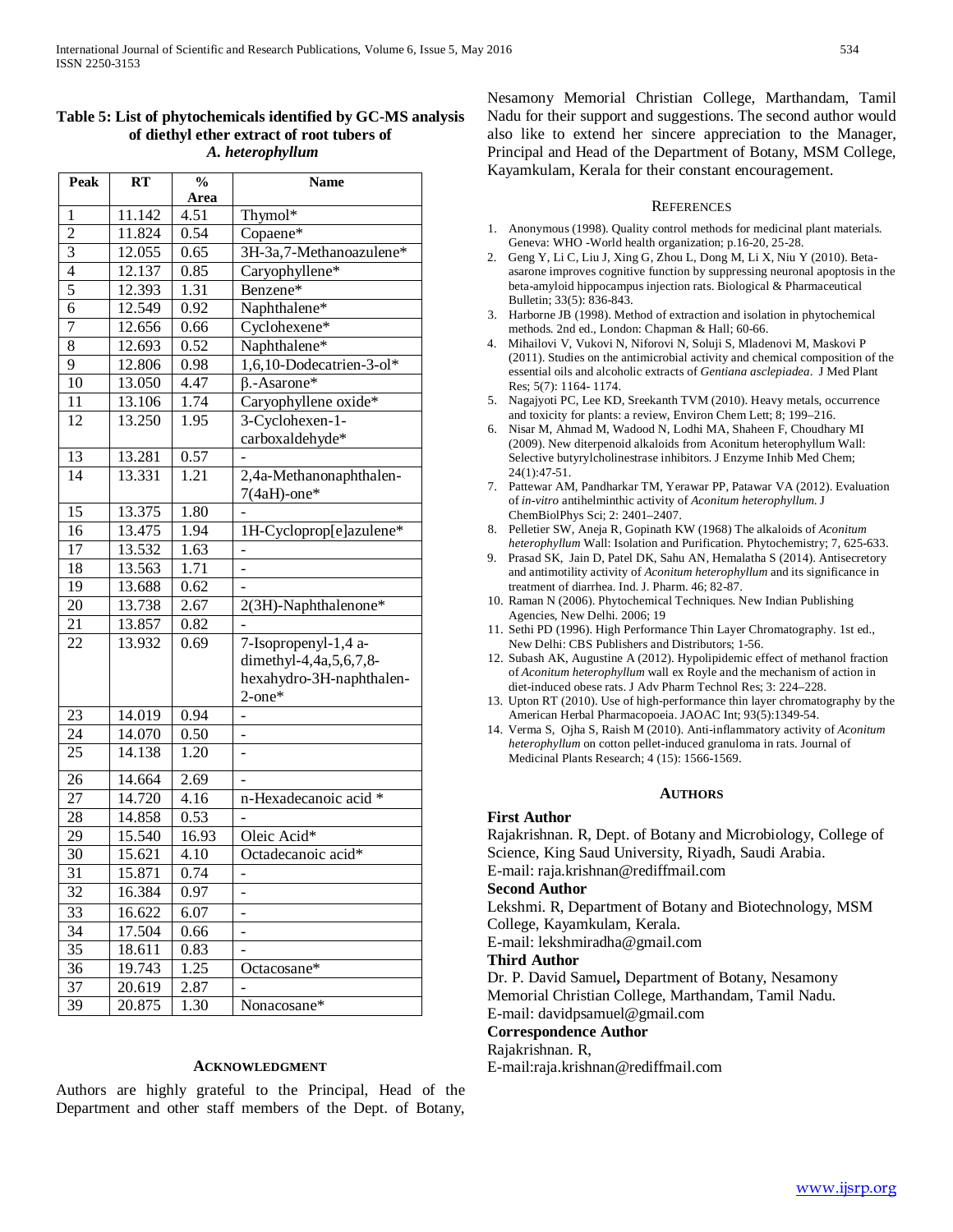**Table 5: List of phytochemicals identified by GC-MS analysis of diethyl ether extract of root tubers of *A. heterophyllum***

| Peak | RT | % Area | Name |
|---|---|---|---|
| 1 | 11.142 | 4.51 | Thymol* |
| 2 | 11.824 | 0.54 | Copaene* |
| 3 | 12.055 | 0.65 | 3H-3a,7-Methanoazulene* |
| 4 | 12.137 | 0.85 | Caryophyllene* |
| 5 | 12.393 | 1.31 | Benzene* |
| 6 | 12.549 | 0.92 | Naphthalene* |
| 7 | 12.656 | 0.66 | Cyclohexene* |
| 8 | 12.693 | 0.52 | Naphthalene* |
| 9 | 12.806 | 0.98 | 1,6,10-Dodecatrien-3-ol* |
| 10 | 13.050 | 4.47 | β.-Asarone* |
| 11 | 13.106 | 1.74 | Caryophyllene oxide* |
| 12 | 13.250 | 1.95 | 3-Cyclohexen-1-carboxaldehyde* |
| 13 | 13.281 | 0.57 | - |
| 14 | 13.331 | 1.21 | 2,4a-Methanonaphthalen-7(4aH)-one* |
| 15 | 13.375 | 1.80 | - |
| 16 | 13.475 | 1.94 | 1H-Cycloprop[e]azulene* |
| 17 | 13.532 | 1.63 | - |
| 18 | 13.563 | 1.71 | - |
| 19 | 13.688 | 0.62 | - |
| 20 | 13.738 | 2.67 | 2(3H)-Naphthalenone* |
| 21 | 13.857 | 0.82 | - |
| 22 | 13.932 | 0.69 | 7-Isopropenyl-1,4 a-dimethyl-4,4a,5,6,7,8-hexahydro-3H-naphthalen-2-one* |
| 23 | 14.019 | 0.94 | - |
| 24 | 14.070 | 0.50 | - |
| 25 | 14.138 | 1.20 | - |
| 26 | 14.664 | 2.69 | - |
| 27 | 14.720 | 4.16 | n-Hexadecanoic acid * |
| 28 | 14.858 | 0.53 | - |
| 29 | 15.540 | 16.93 | Oleic Acid* |
| 30 | 15.621 | 4.10 | Octadecanoic acid* |
| 31 | 15.871 | 0.74 | - |
| 32 | 16.384 | 0.97 | - |
| 33 | 16.622 | 6.07 | - |
| 34 | 17.504 | 0.66 | - |
| 35 | 18.611 | 0.83 | - |
| 36 | 19.743 | 1.25 | Octacosane* |
| 37 | 20.619 | 2.87 | - |
| 39 | 20.875 | 1.30 | Nonacosane* |

## Acknowledgment

Authors are highly grateful to the Principal, Head of the Department and other staff members of the Dept. of Botany, Nesamony Memorial Christian College, Marthandam, Tamil Nadu for their support and suggestions. The second author would also like to extend her sincere appreciation to the Manager, Principal and Head of the Department of Botany, MSM College, Kayamkulam, Kerala for their constant encouragement.

## References

1. Anonymous (1998). Quality control methods for medicinal plant materials. Geneva: WHO -World health organization; p.16-20, 25-28.
2. Geng Y, Li C, Liu J, Xing G, Zhou L, Dong M, Li X, Niu Y (2010). Beta-asarone improves cognitive function by suppressing neuronal apoptosis in the beta-amyloid hippocampus injection rats. Biological & Pharmaceutical Bulletin; 33(5): 836-843.
3. Harborne JB (1998). Method of extraction and isolation in phytochemical methods. 2nd ed., London: Chapman & Hall; 60-66.
4. Mihailovi V, Vukovi N, Niforovi N, Soluji S, Mladenovi M, Maskovi P (2011). Studies on the antimicrobial activity and chemical composition of the essential oils and alcoholic extracts of *Gentiana asclepiadea*. J Med Plant Res; 5(7): 1164- 1174.
5. Nagajyoti PC, Lee KD, Sreekanth TVM (2010). Heavy metals, occurrence and toxicity for plants: a review, Environ Chem Lett; 8; 199–216.
6. Nisar M, Ahmad M, Wadood N, Lodhi MA, Shaheen F, Choudhary MI (2009). New diterpenoid alkaloids from Aconitum heterophyllum Wall: Selective butyrylcholinestrase inhibitors. J Enzyme Inhib Med Chem; 24(1):47-51.
7. Pattewar AM, Pandharkar TM, Yerawar PP, Patawar VA (2012). Evaluation of *in-vitro* antihelminthic activity of *Aconitum heterophyllum*. J ChemBiolPhys Sci; 2: 2401–2407.
8. Pelletier SW, Aneja R, Gopinath KW (1968) The alkaloids of *Aconitum heterophyllum* Wall: Isolation and Purification. Phytochemistry; 7, 625-633.
9. Prasad SK, Jain D, Patel DK, Sahu AN, Hemalatha S (2014). Antisecretory and antimotility activity of *Aconitum heterophyllum* and its significance in treatment of diarrhea. Ind. J. Pharm. 46; 82-87.
10. Raman N (2006). Phytochemical Techniques. New Indian Publishing Agencies, New Delhi. 2006; 19
11. Sethi PD (1996). High Performance Thin Layer Chromatography. 1st ed., New Delhi: CBS Publishers and Distributors; 1-56.
12. Subash AK, Augustine A (2012). Hypolipidemic effect of methanol fraction of *Aconitum heterophyllum* wall ex Royle and the mechanism of action in diet-induced obese rats. J Adv Pharm Technol Res; 3: 224–228.
13. Upton RT (2010). Use of high-performance thin layer chromatography by the American Herbal Pharmacopoeia. JAOAC Int; 93(5):1349-54.
14. Verma S, Ojha S, Raish M (2010). Anti-inflammatory activity of *Aconitum heterophyllum* on cotton pellet-induced granuloma in rats. Journal of Medicinal Plants Research; 4 (15): 1566-1569.

## Authors

**First Author**
Rajakrishnan. R, Dept. of Botany and Microbiology, College of Science, King Saud University, Riyadh, Saudi Arabia.
E-mail: raja.krishnan@rediffmail.com

**Second Author**
Lekshmi. R, Department of Botany and Biotechnology, MSM College, Kayamkulam, Kerala.
E-mail: lekshmiradha@gmail.com

**Third Author**
Dr. P. David Samuel**,** Department of Botany, Nesamony Memorial Christian College, Marthandam, Tamil Nadu.
E-mail: davidpsamuel@gmail.com

**Correspondence Author**
Rajakrishnan. R,
E-mail:raja.krishnan@rediffmail.com